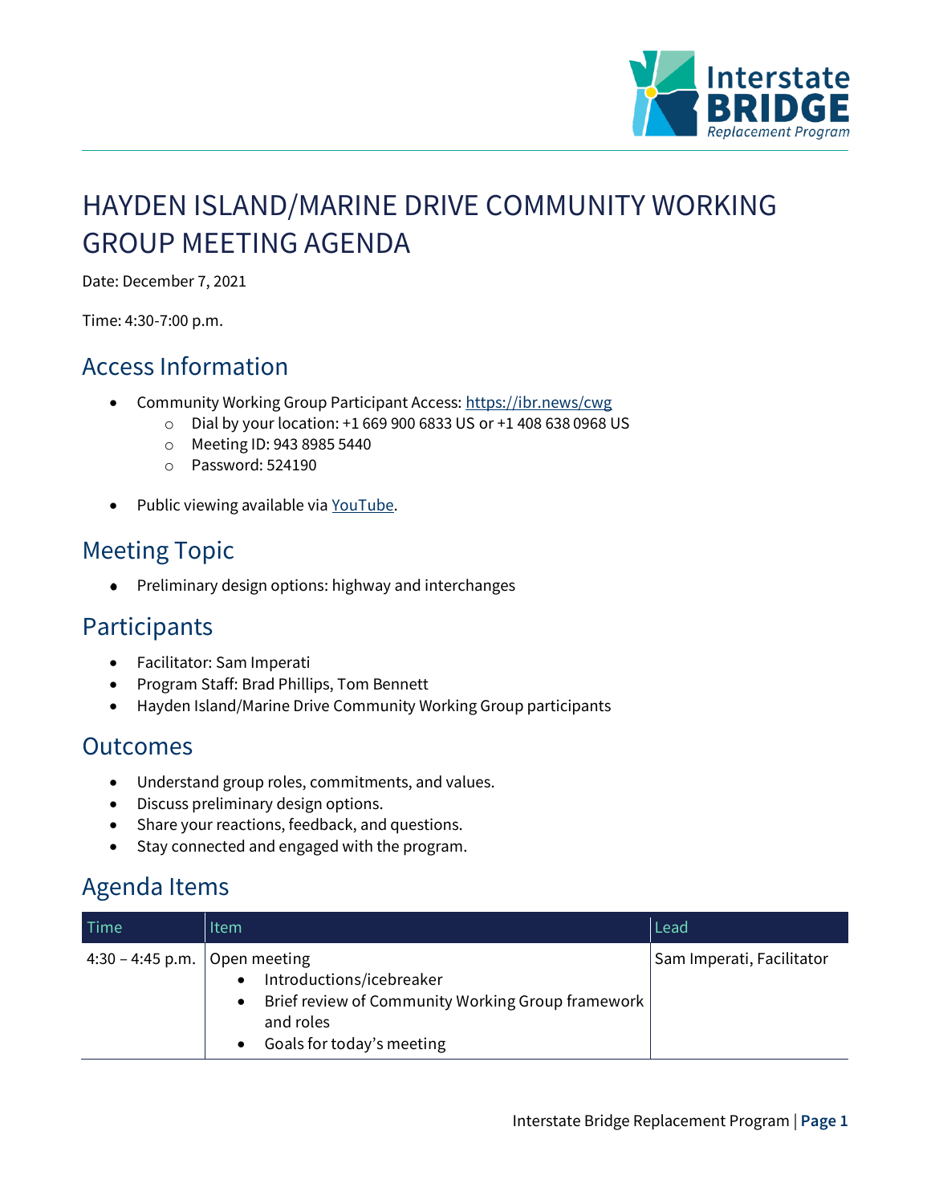# HAYDEN ISLAND/MARINE DRIVE COMMUNITY WORKING GROUP MEETING AGENDA

Date: December 7, 2021

Time: 4:30-7:00 p.m.

## Access Information

- Community Working Group Participant Access: https://ibr.news/cwg
  - Dial by your location: +1 669 900 6833 US or +1 408 638 0968 US
  - Meeting ID: 943 8985 5440
  - Password: 524190
- Public viewing available via YouTube.

## Meeting Topic

- Preliminary design options: highway and interchanges

## Participants

- Facilitator: Sam Imperati
- Program Staff: Brad Phillips, Tom Bennett
- Hayden Island/Marine Drive Community Working Group participants

## Outcomes

- Understand group roles, commitments, and values.
- Discuss preliminary design options.
- Share your reactions, feedback, and questions.
- Stay connected and engaged with the program.

## Agenda Items

| Time | Item | Lead |
|---|---|---|
| 4:30 – 4:45 p.m. | Open meeting<br>• Introductions/icebreaker<br>• Brief review of Community Working Group framework and roles<br>• Goals for today's meeting | Sam Imperati, Facilitator |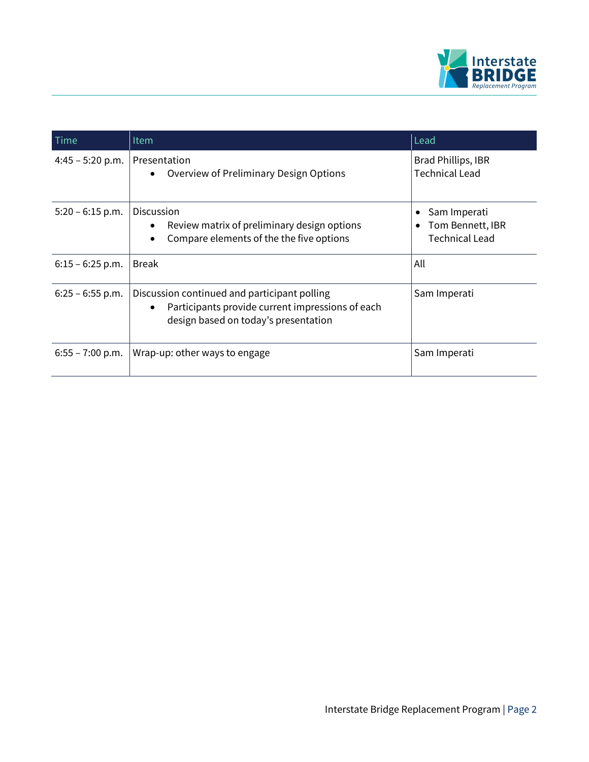| Time | Item | Lead |
|---|---|---|
| 4:45 – 5:20 p.m. | Presentation<br>• Overview of Preliminary Design Options | Brad Phillips, IBR Technical Lead |
| 5:20 – 6:15 p.m. | Discussion<br>• Review matrix of preliminary design options<br>• Compare elements of the the five options | • Sam Imperati<br>• Tom Bennett, IBR Technical Lead |
| 6:15 – 6:25 p.m. | Break | All |
| 6:25 – 6:55 p.m. | Discussion continued and participant polling<br>• Participants provide current impressions of each design based on today's presentation | Sam Imperati |
| 6:55 – 7:00 p.m. | Wrap-up: other ways to engage | Sam Imperati |